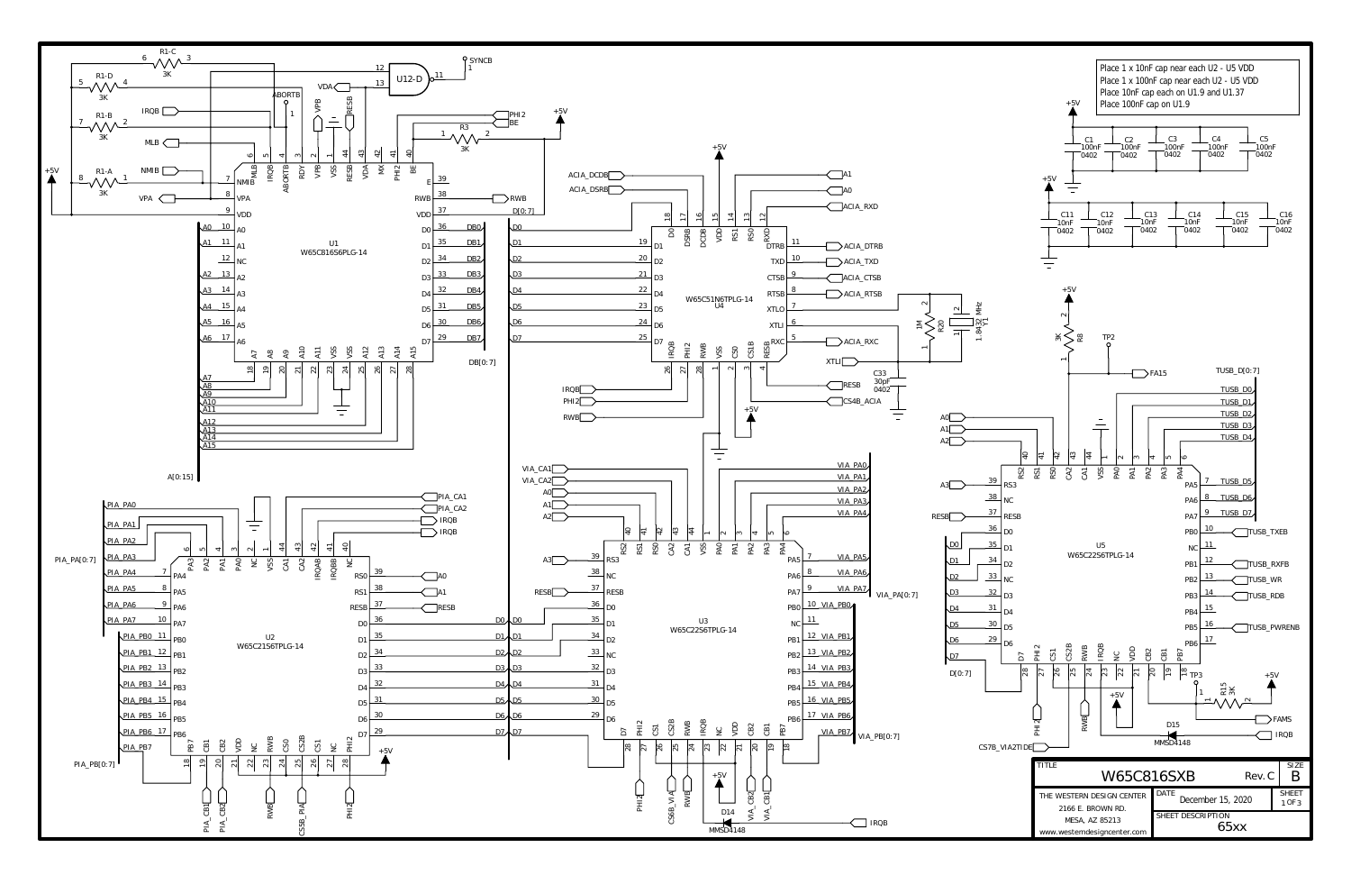Place 1 x 10nF cap near each U2 - U5 VDD
Place 1 x 100nF cap near each U2 - U5 VDD
Place 10nF cap each on U1.9 and U1.37
Place 100nF cap on U1.9

| TITLE | W65C816SXB | Rev. C | SIZE B |
|---|---|---|---|
| THE WESTERN DESIGN CENTER<br>2166 E. BROWN RD.<br>MESA, AZ 85213<br>www.westerndesigncenter.com | DATE December 15, 2020 | | SHEET 1 OF 3 |
| | SHEET DESCRIPTION 65xx | | |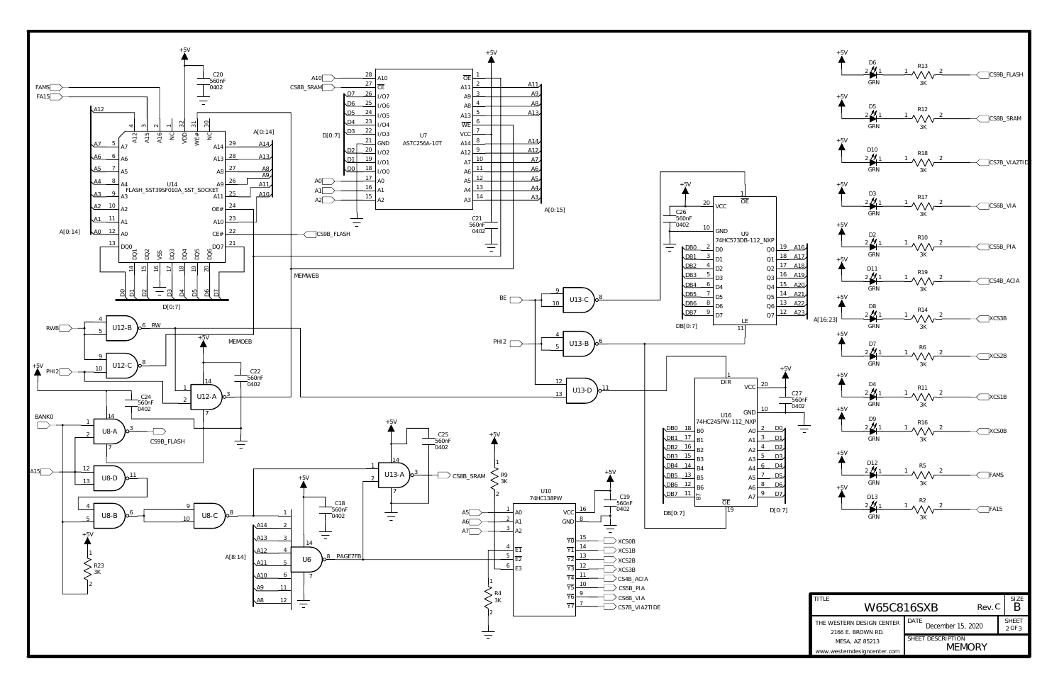| TITLE | | SIZE |
|---|---|---|
| W65C816SXB | Rev. C | B |

| THE WESTERN DESIGN CENTER 2166 E. BROWN RD. MESA, AZ 85213 www.westerndesigncenter.com | DATE December 15, 2020 | SHEET 2 OF 3 |
|---|---|---|
| | SHEET DESCRIPTION MEMORY | |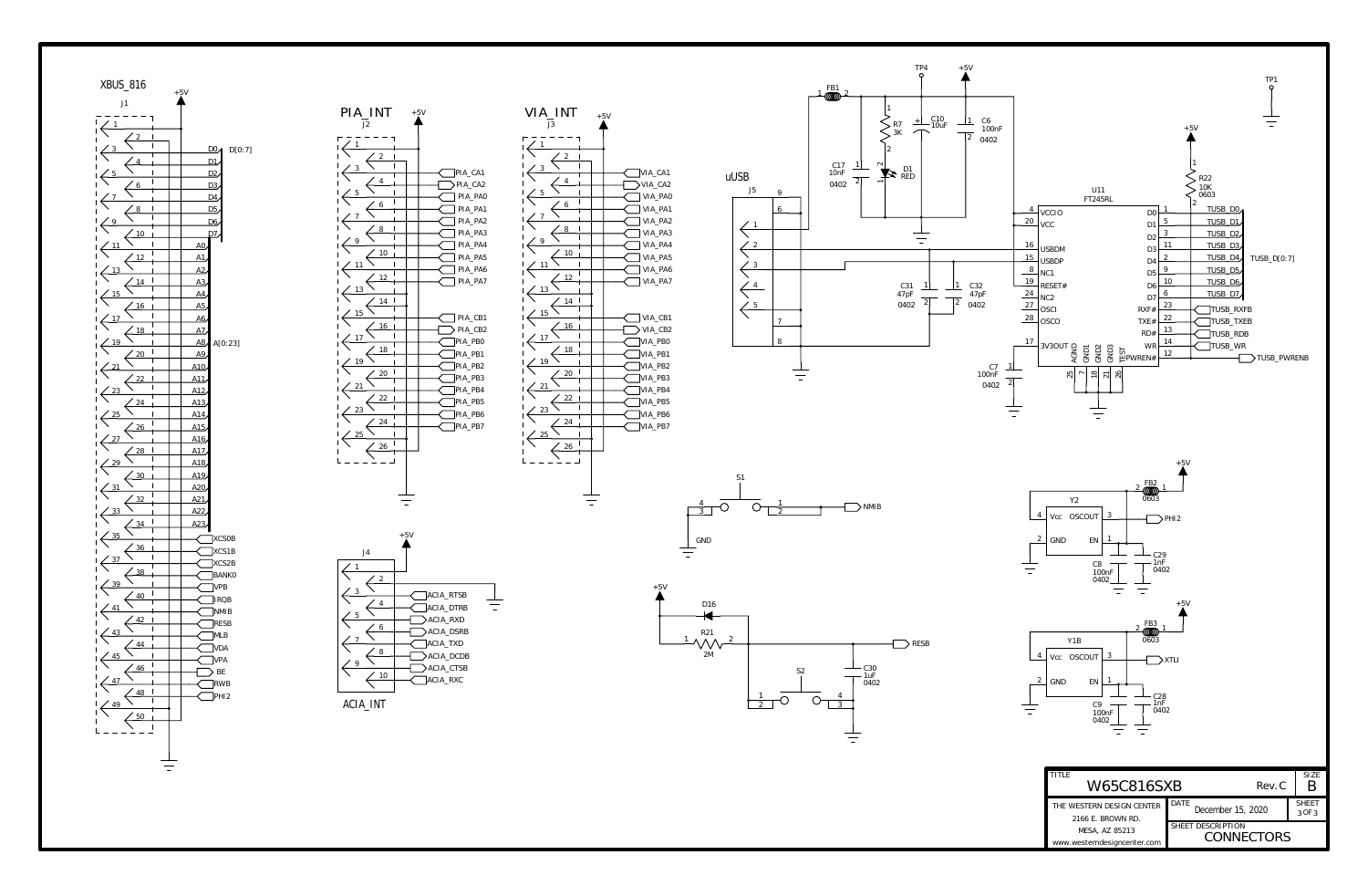XBUS_816

J1

PIA_INT

J2

VIA_INT

J3

J4

ACIA_INT

uUSB

J5

U11

FT245RL

S1

S2

Y2

Y1B

| | |
|---|---|
| TITLE | W65C816SXB |
| Rev. | C |
| SIZE | B |
| THE WESTERN DESIGN CENTER<br>2166 E. BROWN RD.<br>MESA, AZ 85213<br>www.westerndesigncenter.com | |
| DATE | December 15, 2020 |
| SHEET | 3 OF 3 |
| SHEET DESCRIPTION | CONNECTORS |